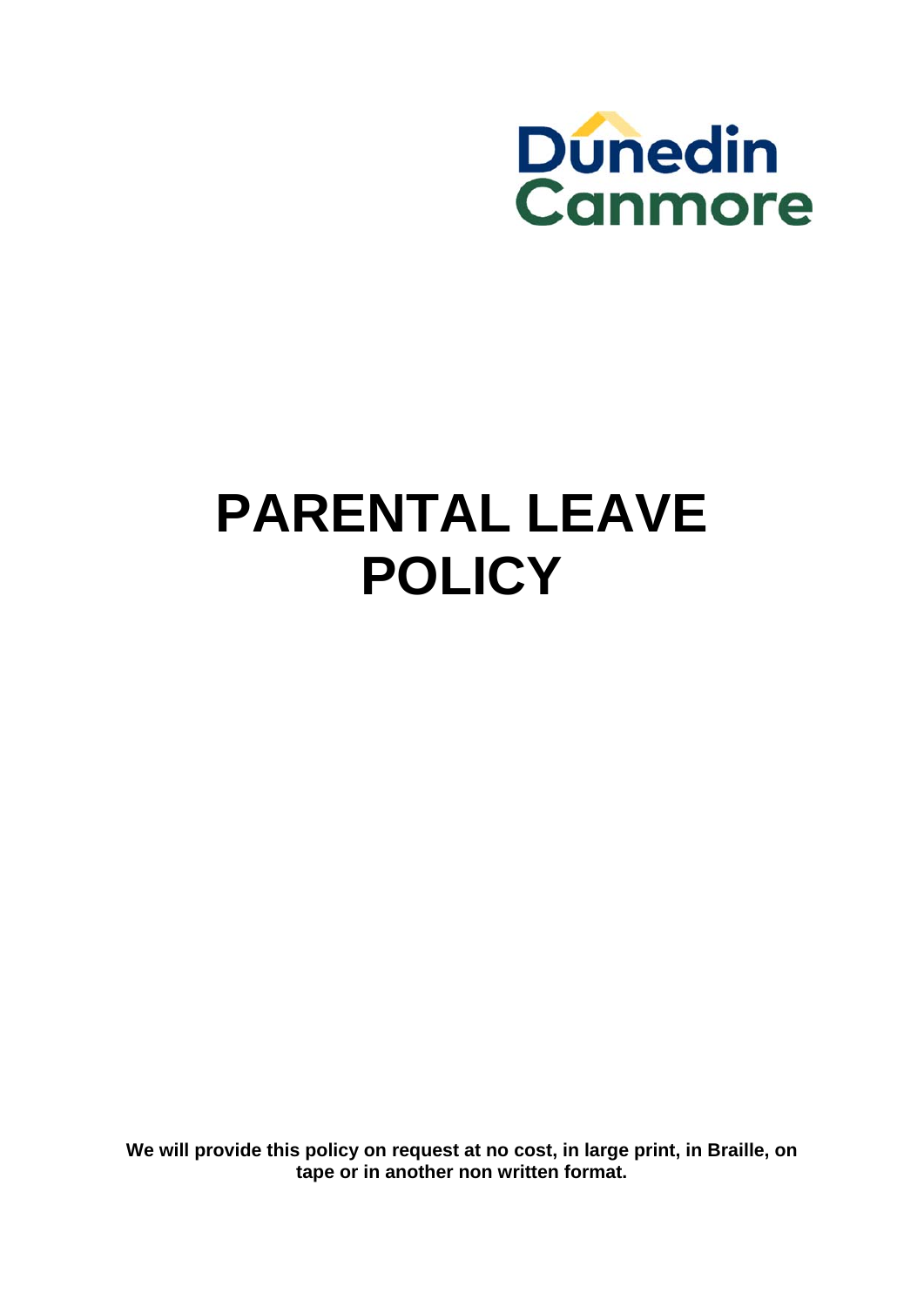Dunedin Canmore

# PARENTAL LEAVE POLICY

**We will provide this policy on request at no cost, in large print, in Braille, on tape or in another non written format.**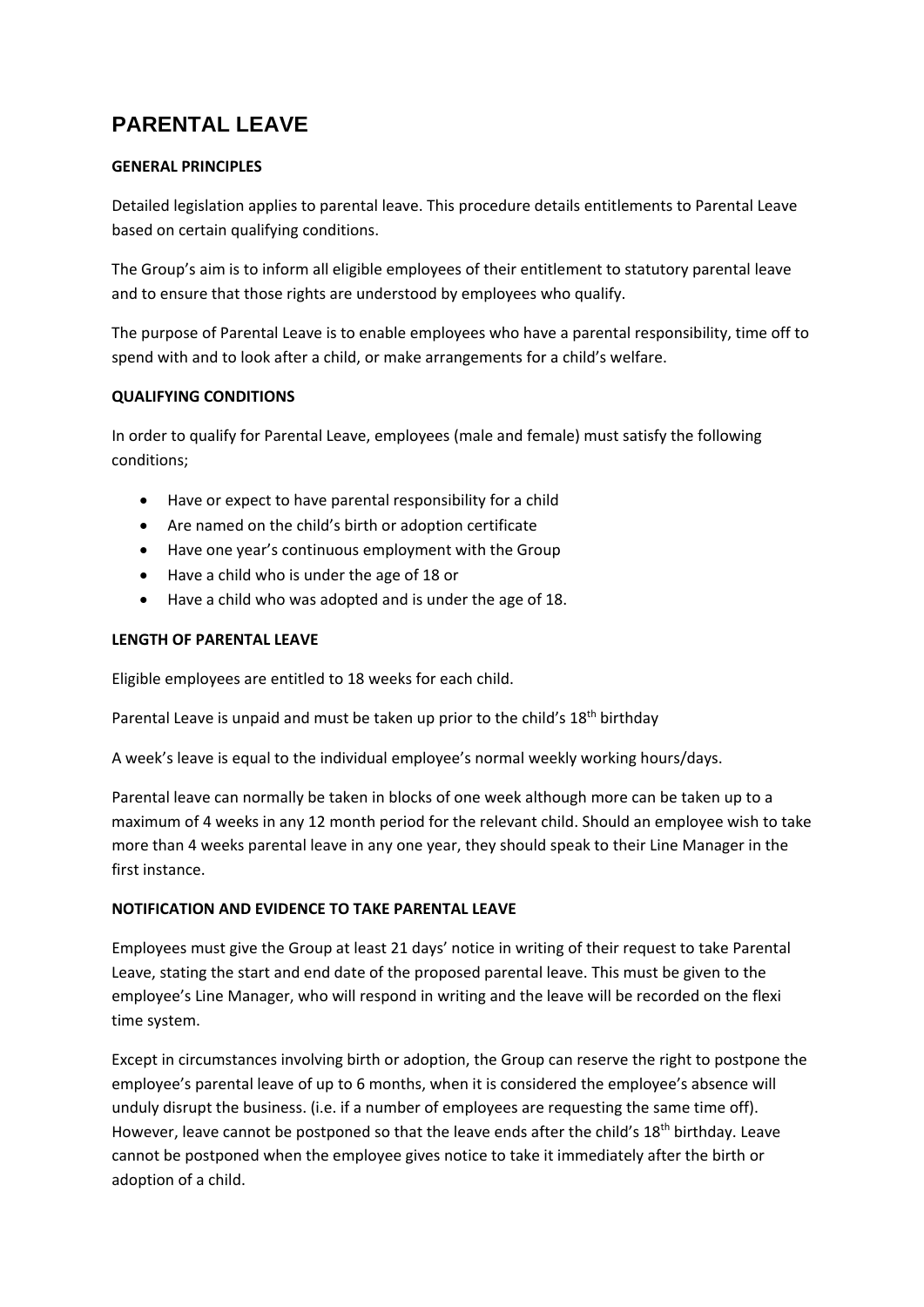# PARENTAL LEAVE

**GENERAL PRINCIPLES**

Detailed legislation applies to parental leave. This procedure details entitlements to Parental Leave based on certain qualifying conditions.

The Group's aim is to inform all eligible employees of their entitlement to statutory parental leave and to ensure that those rights are understood by employees who qualify.

The purpose of Parental Leave is to enable employees who have a parental responsibility, time off to spend with and to look after a child, or make arrangements for a child's welfare.

**QUALIFYING CONDITIONS**

In order to qualify for Parental Leave, employees (male and female) must satisfy the following conditions;

- Have or expect to have parental responsibility for a child
- Are named on the child's birth or adoption certificate
- Have one year's continuous employment with the Group
- Have a child who is under the age of 18 or
- Have a child who was adopted and is under the age of 18.

**LENGTH OF PARENTAL LEAVE**

Eligible employees are entitled to 18 weeks for each child.

Parental Leave is unpaid and must be taken up prior to the child's 18th birthday

A week's leave is equal to the individual employee's normal weekly working hours/days.

Parental leave can normally be taken in blocks of one week although more can be taken up to a maximum of 4 weeks in any 12 month period for the relevant child. Should an employee wish to take more than 4 weeks parental leave in any one year, they should speak to their Line Manager in the first instance.

**NOTIFICATION AND EVIDENCE TO TAKE PARENTAL LEAVE**

Employees must give the Group at least 21 days' notice in writing of their request to take Parental Leave, stating the start and end date of the proposed parental leave. This must be given to the employee's Line Manager, who will respond in writing and the leave will be recorded on the flexi time system.

Except in circumstances involving birth or adoption, the Group can reserve the right to postpone the employee's parental leave of up to 6 months, when it is considered the employee's absence will unduly disrupt the business. (i.e. if a number of employees are requesting the same time off). However, leave cannot be postponed so that the leave ends after the child's 18th birthday. Leave cannot be postponed when the employee gives notice to take it immediately after the birth or adoption of a child.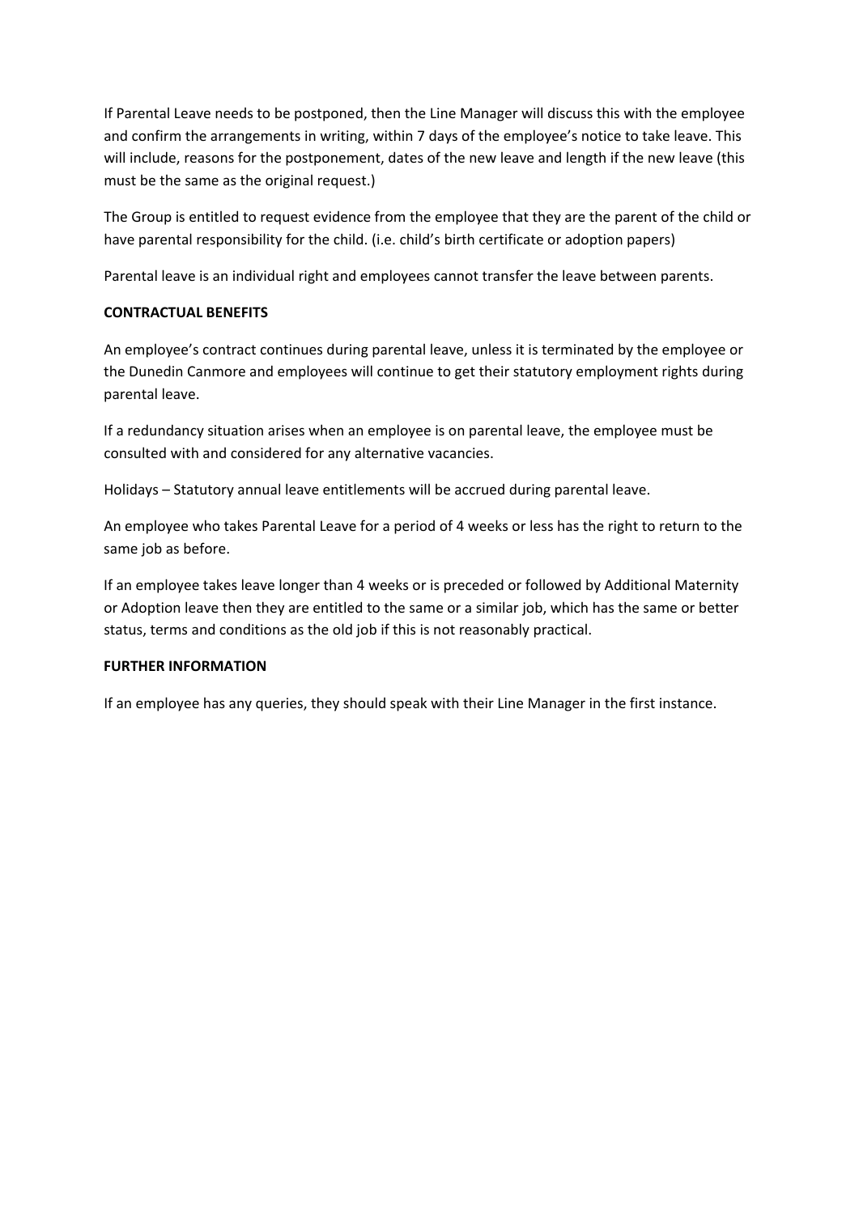If Parental Leave needs to be postponed, then the Line Manager will discuss this with the employee and confirm the arrangements in writing, within 7 days of the employee's notice to take leave. This will include, reasons for the postponement, dates of the new leave and length if the new leave (this must be the same as the original request.)

The Group is entitled to request evidence from the employee that they are the parent of the child or have parental responsibility for the child. (i.e. child's birth certificate or adoption papers)

Parental leave is an individual right and employees cannot transfer the leave between parents.

**CONTRACTUAL BENEFITS**

An employee's contract continues during parental leave, unless it is terminated by the employee or the Dunedin Canmore and employees will continue to get their statutory employment rights during parental leave.

If a redundancy situation arises when an employee is on parental leave, the employee must be consulted with and considered for any alternative vacancies.

Holidays – Statutory annual leave entitlements will be accrued during parental leave.

An employee who takes Parental Leave for a period of 4 weeks or less has the right to return to the same job as before.

If an employee takes leave longer than 4 weeks or is preceded or followed by Additional Maternity or Adoption leave then they are entitled to the same or a similar job, which has the same or better status, terms and conditions as the old job if this is not reasonably practical.

**FURTHER INFORMATION**

If an employee has any queries, they should speak with their Line Manager in the first instance.